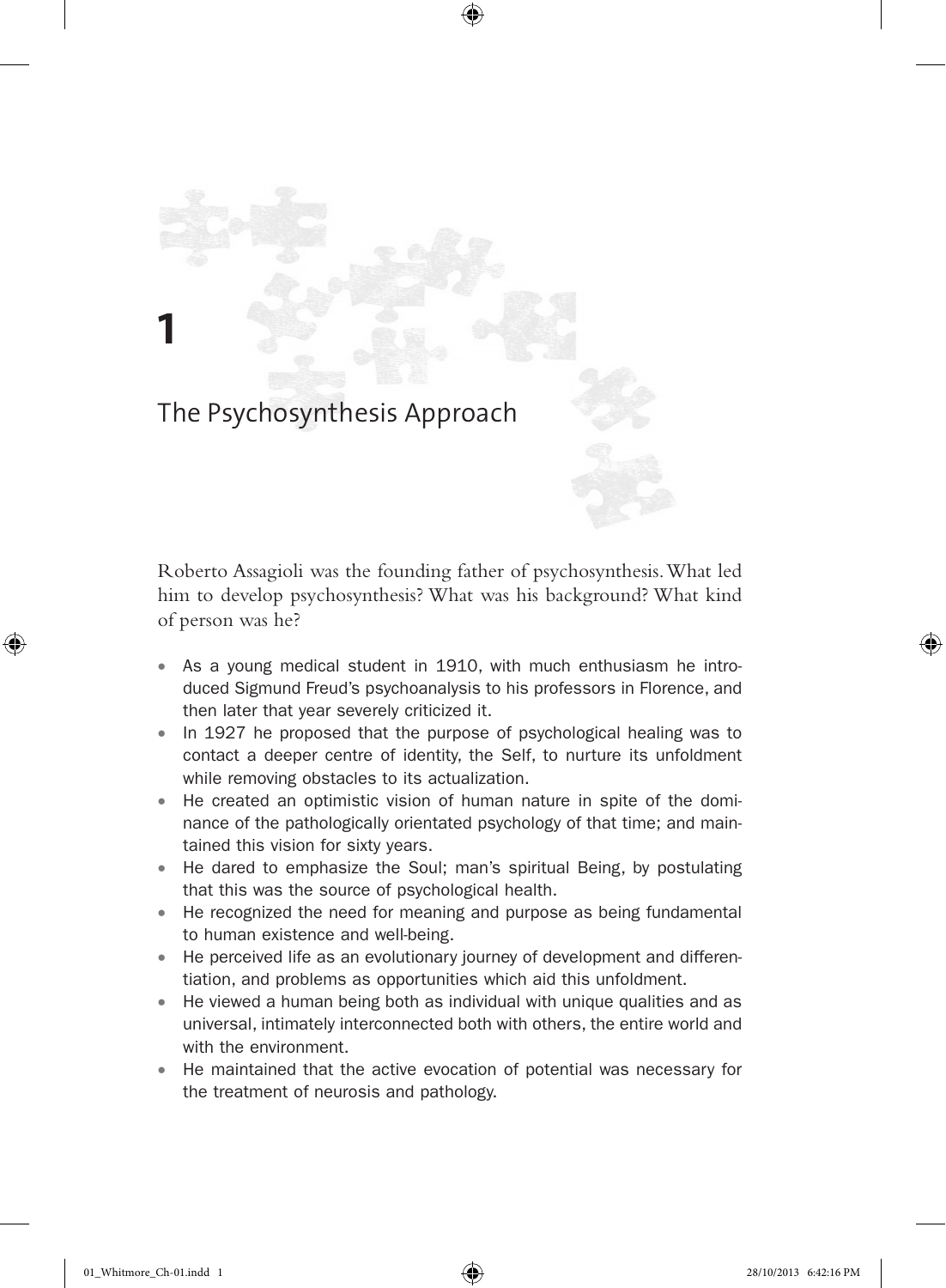# 1

# The Psychosynthesis Approach

Roberto Assagioli was the founding father of psychosynthesis. What led him to develop psychosynthesis? What was his background? What kind of person was he?

- As a young medical student in 1910, with much enthusiasm he introduced Sigmund Freud's psychoanalysis to his professors in Florence, and then later that year severely criticized it.
- In 1927 he proposed that the purpose of psychological healing was to contact a deeper centre of identity, the Self, to nurture its unfoldment while removing obstacles to its actualization.
- He created an optimistic vision of human nature in spite of the dominance of the pathologically orientated psychology of that time; and maintained this vision for sixty years.
- He dared to emphasize the Soul; man's spiritual Being, by postulating that this was the source of psychological health.
- He recognized the need for meaning and purpose as being fundamental to human existence and well-being.
- He perceived life as an evolutionary journey of development and differentiation, and problems as opportunities which aid this unfoldment.
- He viewed a human being both as individual with unique qualities and as universal, intimately interconnected both with others, the entire world and with the environment.
- He maintained that the active evocation of potential was necessary for the treatment of neurosis and pathology.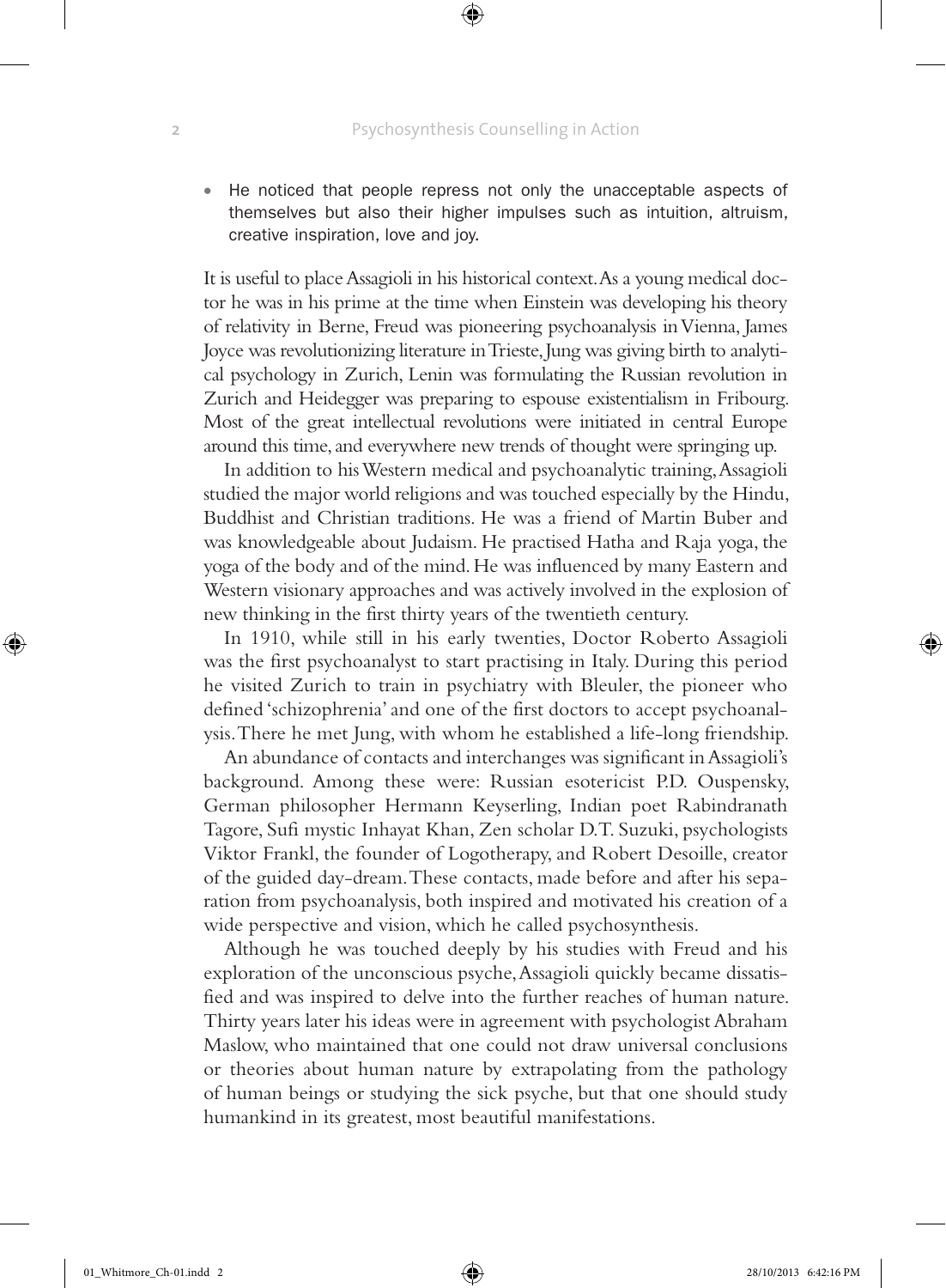- He noticed that people repress not only the unacceptable aspects of themselves but also their higher impulses such as intuition, altruism, creative inspiration, love and joy.

It is useful to place Assagioli in his historical context. As a young medical doctor he was in his prime at the time when Einstein was developing his theory of relativity in Berne, Freud was pioneering psychoanalysis in Vienna, James Joyce was revolutionizing literature in Trieste, Jung was giving birth to analytical psychology in Zurich, Lenin was formulating the Russian revolution in Zurich and Heidegger was preparing to espouse existentialism in Fribourg. Most of the great intellectual revolutions were initiated in central Europe around this time, and everywhere new trends of thought were springing up.

In addition to his Western medical and psychoanalytic training, Assagioli studied the major world religions and was touched especially by the Hindu, Buddhist and Christian traditions. He was a friend of Martin Buber and was knowledgeable about Judaism. He practised Hatha and Raja yoga, the yoga of the body and of the mind. He was influenced by many Eastern and Western visionary approaches and was actively involved in the explosion of new thinking in the first thirty years of the twentieth century.

In 1910, while still in his early twenties, Doctor Roberto Assagioli was the first psychoanalyst to start practising in Italy. During this period he visited Zurich to train in psychiatry with Bleuler, the pioneer who defined 'schizophrenia' and one of the first doctors to accept psychoanalysis. There he met Jung, with whom he established a life-long friendship.

An abundance of contacts and interchanges was significant in Assagioli's background. Among these were: Russian esotericist P.D. Ouspensky, German philosopher Hermann Keyserling, Indian poet Rabindranath Tagore, Sufi mystic Inhayat Khan, Zen scholar D.T. Suzuki, psychologists Viktor Frankl, the founder of Logotherapy, and Robert Desoille, creator of the guided day-dream. These contacts, made before and after his separation from psychoanalysis, both inspired and motivated his creation of a wide perspective and vision, which he called psychosynthesis.

Although he was touched deeply by his studies with Freud and his exploration of the unconscious psyche, Assagioli quickly became dissatisfied and was inspired to delve into the further reaches of human nature. Thirty years later his ideas were in agreement with psychologist Abraham Maslow, who maintained that one could not draw universal conclusions or theories about human nature by extrapolating from the pathology of human beings or studying the sick psyche, but that one should study humankind in its greatest, most beautiful manifestations.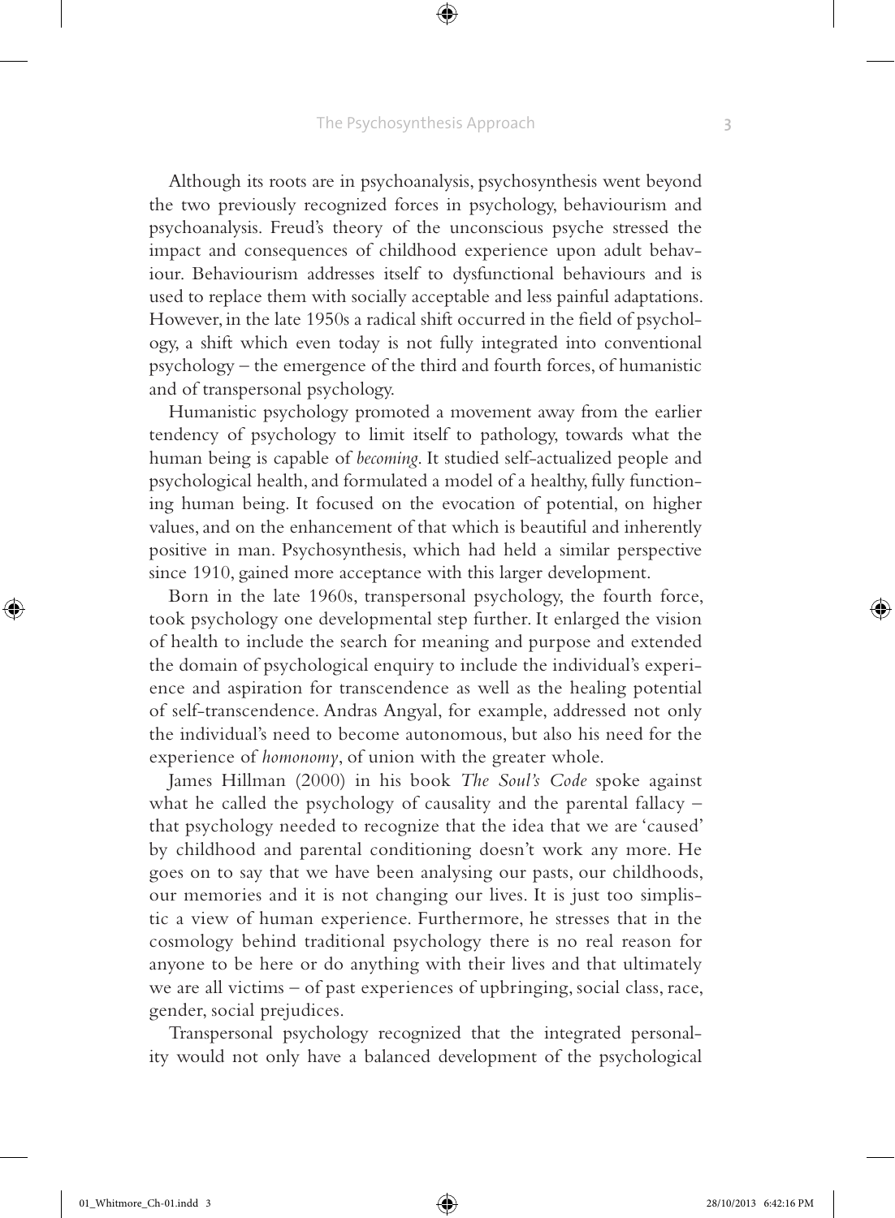Although its roots are in psychoanalysis, psychosynthesis went beyond the two previously recognized forces in psychology, behaviourism and psychoanalysis. Freud's theory of the unconscious psyche stressed the impact and consequences of childhood experience upon adult behaviour. Behaviourism addresses itself to dysfunctional behaviours and is used to replace them with socially acceptable and less painful adaptations. However, in the late 1950s a radical shift occurred in the field of psychology, a shift which even today is not fully integrated into conventional psychology – the emergence of the third and fourth forces, of humanistic and of transpersonal psychology.

Humanistic psychology promoted a movement away from the earlier tendency of psychology to limit itself to pathology, towards what the human being is capable of *becoming*. It studied self-actualized people and psychological health, and formulated a model of a healthy, fully functioning human being. It focused on the evocation of potential, on higher values, and on the enhancement of that which is beautiful and inherently positive in man. Psychosynthesis, which had held a similar perspective since 1910, gained more acceptance with this larger development.

Born in the late 1960s, transpersonal psychology, the fourth force, took psychology one developmental step further. It enlarged the vision of health to include the search for meaning and purpose and extended the domain of psychological enquiry to include the individual's experience and aspiration for transcendence as well as the healing potential of self-transcendence. Andras Angyal, for example, addressed not only the individual's need to become autonomous, but also his need for the experience of *homonomy*, of union with the greater whole.

James Hillman (2000) in his book *The Soul's Code* spoke against what he called the psychology of causality and the parental fallacy – that psychology needed to recognize that the idea that we are 'caused' by childhood and parental conditioning doesn't work any more. He goes on to say that we have been analysing our pasts, our childhoods, our memories and it is not changing our lives. It is just too simplistic a view of human experience. Furthermore, he stresses that in the cosmology behind traditional psychology there is no real reason for anyone to be here or do anything with their lives and that ultimately we are all victims – of past experiences of upbringing, social class, race, gender, social prejudices.

Transpersonal psychology recognized that the integrated personality would not only have a balanced development of the psychological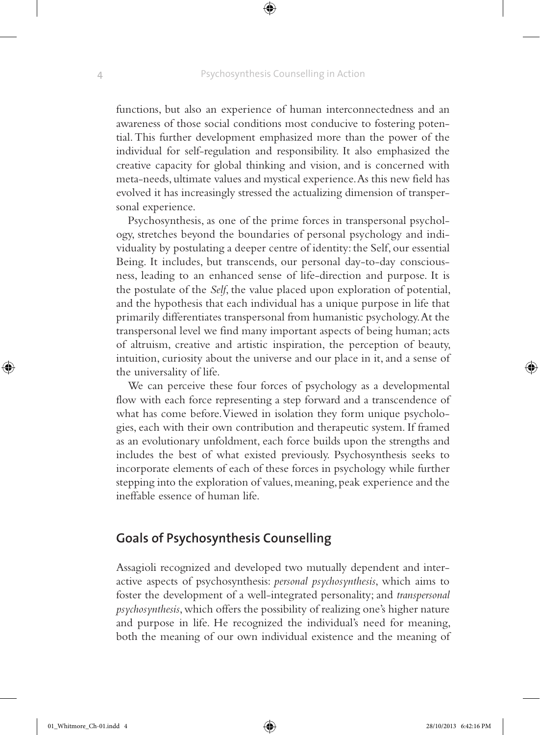functions, but also an experience of human interconnectedness and an awareness of those social conditions most conducive to fostering potential. This further development emphasized more than the power of the individual for self-regulation and responsibility. It also emphasized the creative capacity for global thinking and vision, and is concerned with meta-needs, ultimate values and mystical experience. As this new field has evolved it has increasingly stressed the actualizing dimension of transpersonal experience.

Psychosynthesis, as one of the prime forces in transpersonal psychology, stretches beyond the boundaries of personal psychology and individuality by postulating a deeper centre of identity: the Self, our essential Being. It includes, but transcends, our personal day-to-day consciousness, leading to an enhanced sense of life-direction and purpose. It is the postulate of the *Self*, the value placed upon exploration of potential, and the hypothesis that each individual has a unique purpose in life that primarily differentiates transpersonal from humanistic psychology. At the transpersonal level we find many important aspects of being human; acts of altruism, creative and artistic inspiration, the perception of beauty, intuition, curiosity about the universe and our place in it, and a sense of the universality of life.

We can perceive these four forces of psychology as a developmental flow with each force representing a step forward and a transcendence of what has come before. Viewed in isolation they form unique psychologies, each with their own contribution and therapeutic system. If framed as an evolutionary unfoldment, each force builds upon the strengths and includes the best of what existed previously. Psychosynthesis seeks to incorporate elements of each of these forces in psychology while further stepping into the exploration of values, meaning, peak experience and the ineffable essence of human life.

## Goals of Psychosynthesis Counselling

Assagioli recognized and developed two mutually dependent and interactive aspects of psychosynthesis: *personal psychosynthesis*, which aims to foster the development of a well-integrated personality; and *transpersonal psychosynthesis*, which offers the possibility of realizing one's higher nature and purpose in life. He recognized the individual's need for meaning, both the meaning of our own individual existence and the meaning of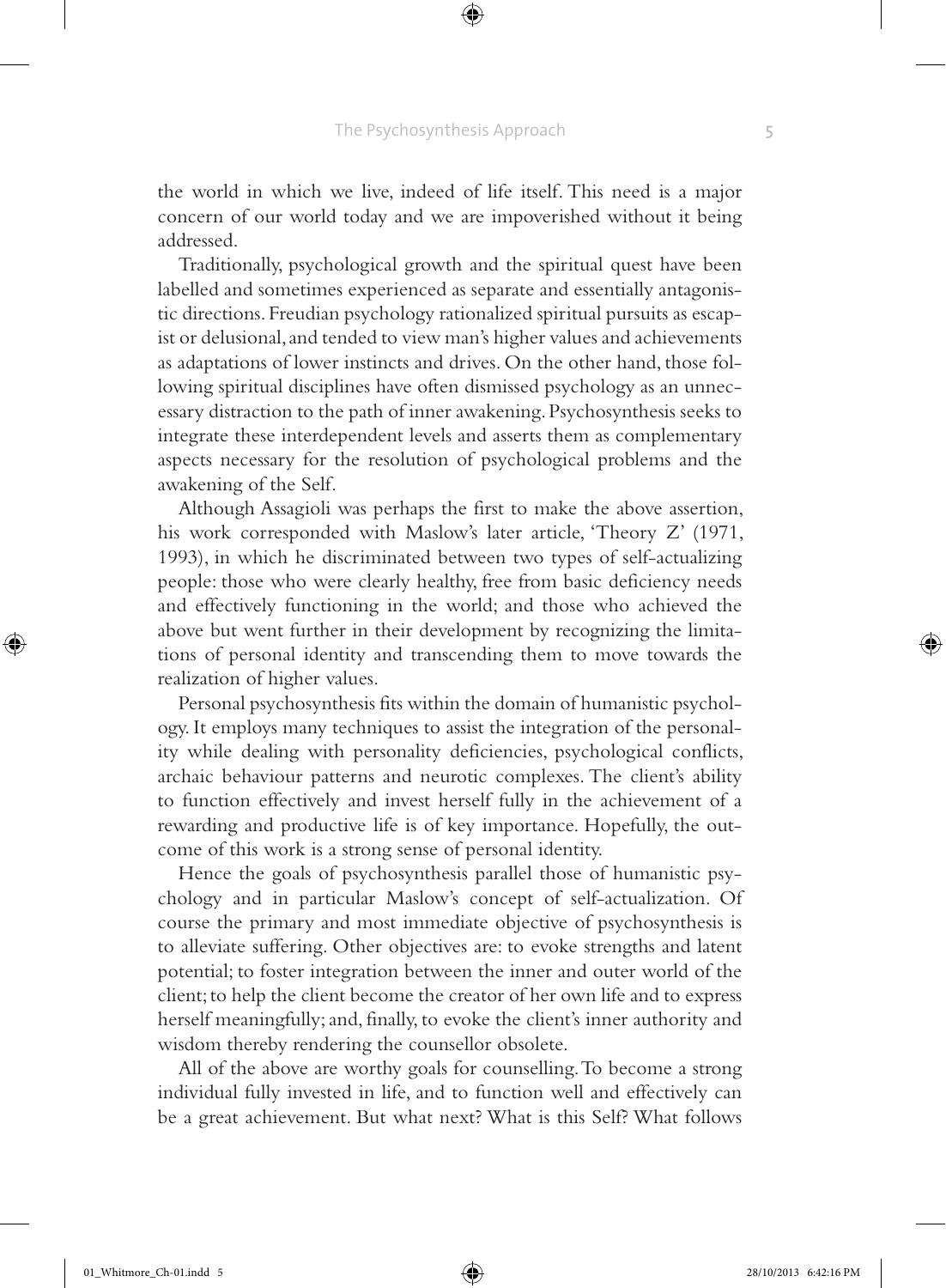the world in which we live, indeed of life itself. This need is a major concern of our world today and we are impoverished without it being addressed.

Traditionally, psychological growth and the spiritual quest have been labelled and sometimes experienced as separate and essentially antagonistic directions. Freudian psychology rationalized spiritual pursuits as escapist or delusional, and tended to view man's higher values and achievements as adaptations of lower instincts and drives. On the other hand, those following spiritual disciplines have often dismissed psychology as an unnecessary distraction to the path of inner awakening. Psychosynthesis seeks to integrate these interdependent levels and asserts them as complementary aspects necessary for the resolution of psychological problems and the awakening of the Self.

Although Assagioli was perhaps the first to make the above assertion, his work corresponded with Maslow's later article, 'Theory Z' (1971, 1993), in which he discriminated between two types of self-actualizing people: those who were clearly healthy, free from basic deficiency needs and effectively functioning in the world; and those who achieved the above but went further in their development by recognizing the limitations of personal identity and transcending them to move towards the realization of higher values.

Personal psychosynthesis fits within the domain of humanistic psychology. It employs many techniques to assist the integration of the personality while dealing with personality deficiencies, psychological conflicts, archaic behaviour patterns and neurotic complexes. The client's ability to function effectively and invest herself fully in the achievement of a rewarding and productive life is of key importance. Hopefully, the outcome of this work is a strong sense of personal identity.

Hence the goals of psychosynthesis parallel those of humanistic psychology and in particular Maslow's concept of self-actualization. Of course the primary and most immediate objective of psychosynthesis is to alleviate suffering. Other objectives are: to evoke strengths and latent potential; to foster integration between the inner and outer world of the client; to help the client become the creator of her own life and to express herself meaningfully; and, finally, to evoke the client's inner authority and wisdom thereby rendering the counsellor obsolete.

All of the above are worthy goals for counselling. To become a strong individual fully invested in life, and to function well and effectively can be a great achievement. But what next? What is this Self? What follows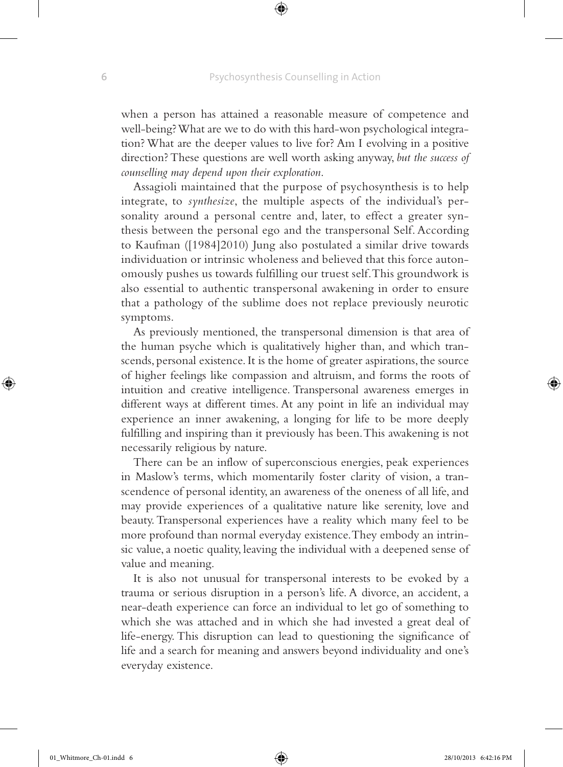when a person has attained a reasonable measure of competence and well-being? What are we to do with this hard-won psychological integration? What are the deeper values to live for? Am I evolving in a positive direction? These questions are well worth asking anyway, *but the success of counselling may depend upon their exploration.*

Assagioli maintained that the purpose of psychosynthesis is to help integrate, to *synthesize*, the multiple aspects of the individual's personality around a personal centre and, later, to effect a greater synthesis between the personal ego and the transpersonal Self. According to Kaufman ([1984]2010) Jung also postulated a similar drive towards individuation or intrinsic wholeness and believed that this force autonomously pushes us towards fulfilling our truest self. This groundwork is also essential to authentic transpersonal awakening in order to ensure that a pathology of the sublime does not replace previously neurotic symptoms.

As previously mentioned, the transpersonal dimension is that area of the human psyche which is qualitatively higher than, and which transcends, personal existence. It is the home of greater aspirations, the source of higher feelings like compassion and altruism, and forms the roots of intuition and creative intelligence. Transpersonal awareness emerges in different ways at different times. At any point in life an individual may experience an inner awakening, a longing for life to be more deeply fulfilling and inspiring than it previously has been. This awakening is not necessarily religious by nature.

There can be an inflow of superconscious energies, peak experiences in Maslow's terms, which momentarily foster clarity of vision, a transcendence of personal identity, an awareness of the oneness of all life, and may provide experiences of a qualitative nature like serenity, love and beauty. Transpersonal experiences have a reality which many feel to be more profound than normal everyday existence. They embody an intrinsic value, a noetic quality, leaving the individual with a deepened sense of value and meaning.

It is also not unusual for transpersonal interests to be evoked by a trauma or serious disruption in a person's life. A divorce, an accident, a near-death experience can force an individual to let go of something to which she was attached and in which she had invested a great deal of life-energy. This disruption can lead to questioning the significance of life and a search for meaning and answers beyond individuality and one's everyday existence.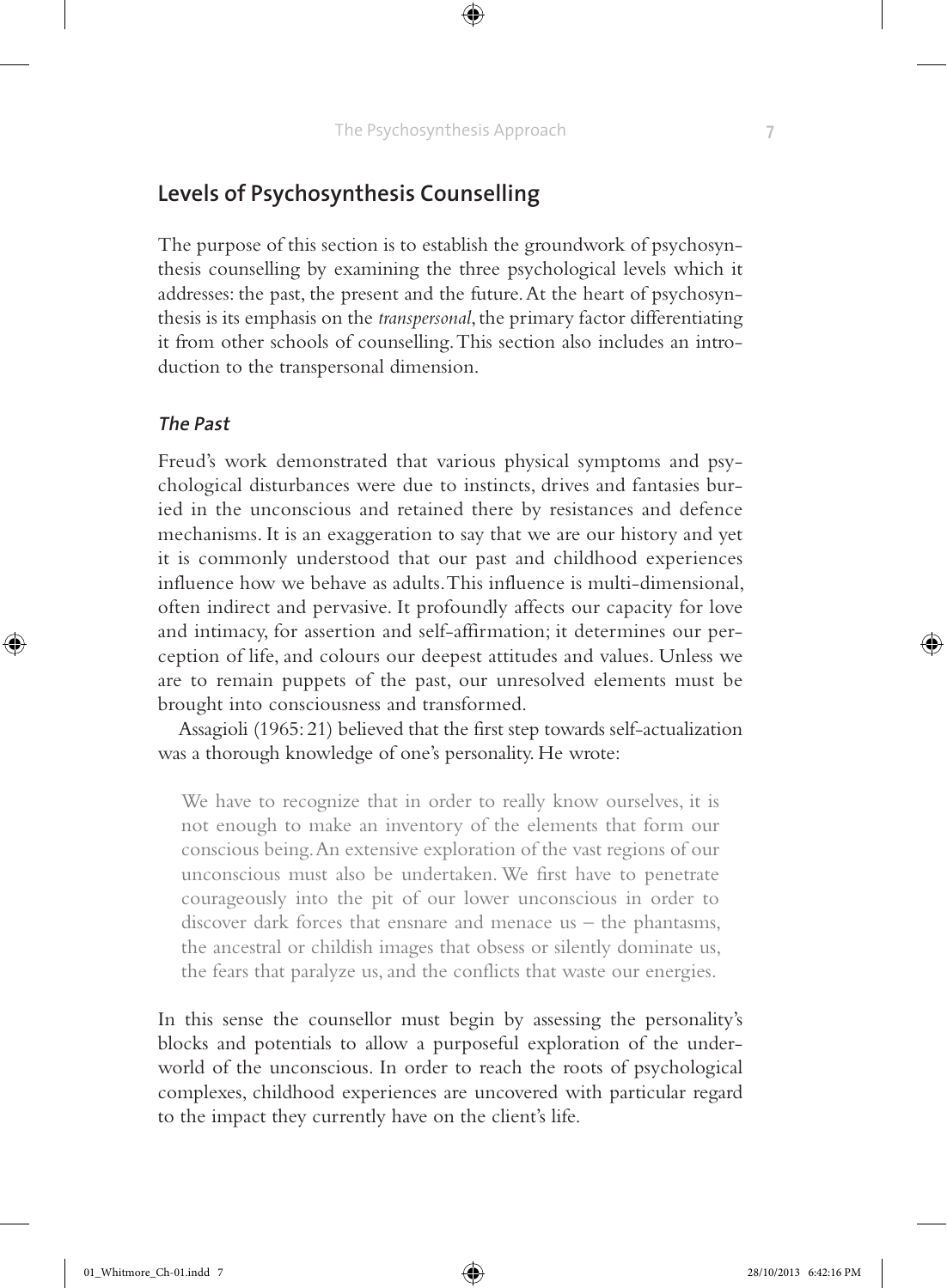## Levels of Psychosynthesis Counselling

The purpose of this section is to establish the groundwork of psychosynthesis counselling by examining the three psychological levels which it addresses: the past, the present and the future. At the heart of psychosynthesis is its emphasis on the *transpersonal*, the primary factor differentiating it from other schools of counselling. This section also includes an introduction to the transpersonal dimension.

### *The Past*

Freud's work demonstrated that various physical symptoms and psychological disturbances were due to instincts, drives and fantasies buried in the unconscious and retained there by resistances and defence mechanisms. It is an exaggeration to say that we are our history and yet it is commonly understood that our past and childhood experiences influence how we behave as adults. This influence is multi-dimensional, often indirect and pervasive. It profoundly affects our capacity for love and intimacy, for assertion and self-affirmation; it determines our perception of life, and colours our deepest attitudes and values. Unless we are to remain puppets of the past, our unresolved elements must be brought into consciousness and transformed.

Assagioli (1965: 21) believed that the first step towards self-actualization was a thorough knowledge of one's personality. He wrote:

> We have to recognize that in order to really know ourselves, it is not enough to make an inventory of the elements that form our conscious being. An extensive exploration of the vast regions of our unconscious must also be undertaken. We first have to penetrate courageously into the pit of our lower unconscious in order to discover dark forces that ensnare and menace us – the phantasms, the ancestral or childish images that obsess or silently dominate us, the fears that paralyze us, and the conflicts that waste our energies.

In this sense the counsellor must begin by assessing the personality's blocks and potentials to allow a purposeful exploration of the underworld of the unconscious. In order to reach the roots of psychological complexes, childhood experiences are uncovered with particular regard to the impact they currently have on the client's life.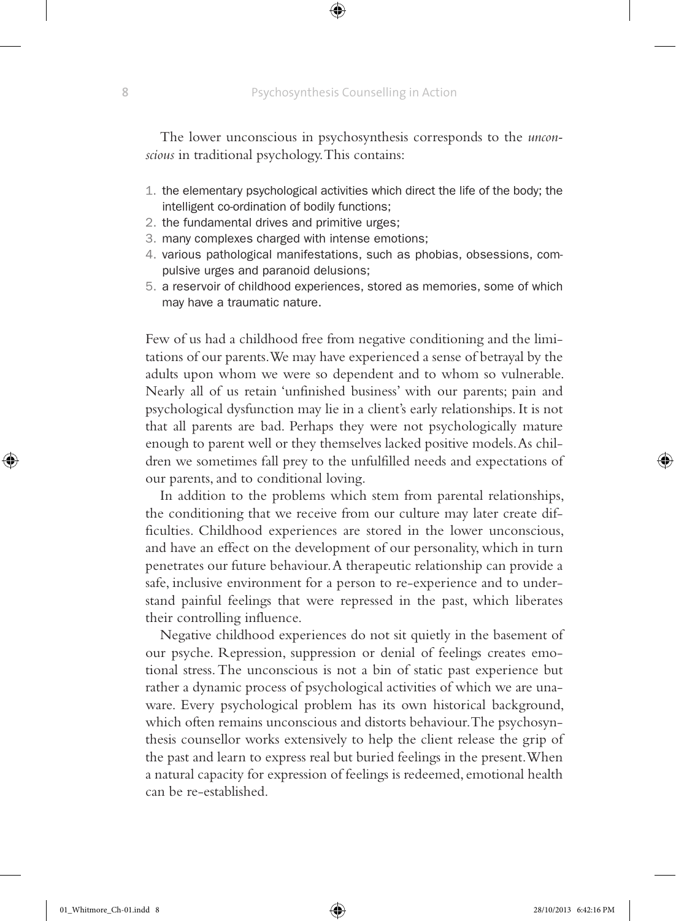The lower unconscious in psychosynthesis corresponds to the *unconscious* in traditional psychology. This contains:

1. the elementary psychological activities which direct the life of the body; the intelligent co-ordination of bodily functions;
2. the fundamental drives and primitive urges;
3. many complexes charged with intense emotions;
4. various pathological manifestations, such as phobias, obsessions, compulsive urges and paranoid delusions;
5. a reservoir of childhood experiences, stored as memories, some of which may have a traumatic nature.

Few of us had a childhood free from negative conditioning and the limitations of our parents. We may have experienced a sense of betrayal by the adults upon whom we were so dependent and to whom so vulnerable. Nearly all of us retain 'unfinished business' with our parents; pain and psychological dysfunction may lie in a client's early relationships. It is not that all parents are bad. Perhaps they were not psychologically mature enough to parent well or they themselves lacked positive models. As children we sometimes fall prey to the unfulfilled needs and expectations of our parents, and to conditional loving.

In addition to the problems which stem from parental relationships, the conditioning that we receive from our culture may later create difficulties. Childhood experiences are stored in the lower unconscious, and have an effect on the development of our personality, which in turn penetrates our future behaviour. A therapeutic relationship can provide a safe, inclusive environment for a person to re-experience and to understand painful feelings that were repressed in the past, which liberates their controlling influence.

Negative childhood experiences do not sit quietly in the basement of our psyche. Repression, suppression or denial of feelings creates emotional stress. The unconscious is not a bin of static past experience but rather a dynamic process of psychological activities of which we are unaware. Every psychological problem has its own historical background, which often remains unconscious and distorts behaviour. The psychosynthesis counsellor works extensively to help the client release the grip of the past and learn to express real but buried feelings in the present. When a natural capacity for expression of feelings is redeemed, emotional health can be re-established.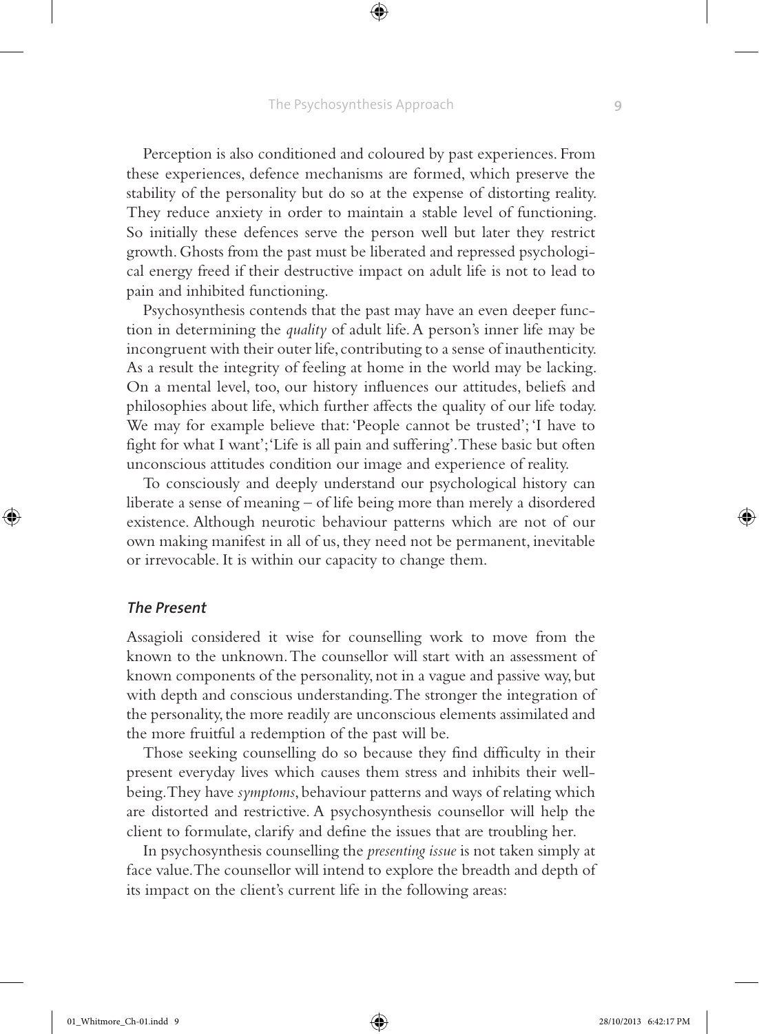Perception is also conditioned and coloured by past experiences. From these experiences, defence mechanisms are formed, which preserve the stability of the personality but do so at the expense of distorting reality. They reduce anxiety in order to maintain a stable level of functioning. So initially these defences serve the person well but later they restrict growth. Ghosts from the past must be liberated and repressed psychological energy freed if their destructive impact on adult life is not to lead to pain and inhibited functioning.

Psychosynthesis contends that the past may have an even deeper function in determining the *quality* of adult life. A person's inner life may be incongruent with their outer life, contributing to a sense of inauthenticity. As a result the integrity of feeling at home in the world may be lacking. On a mental level, too, our history influences our attitudes, beliefs and philosophies about life, which further affects the quality of our life today. We may for example believe that: 'People cannot be trusted'; 'I have to fight for what I want'; 'Life is all pain and suffering'. These basic but often unconscious attitudes condition our image and experience of reality.

To consciously and deeply understand our psychological history can liberate a sense of meaning – of life being more than merely a disordered existence. Although neurotic behaviour patterns which are not of our own making manifest in all of us, they need not be permanent, inevitable or irrevocable. It is within our capacity to change them.

### *The Present*

Assagioli considered it wise for counselling work to move from the known to the unknown. The counsellor will start with an assessment of known components of the personality, not in a vague and passive way, but with depth and conscious understanding. The stronger the integration of the personality, the more readily are unconscious elements assimilated and the more fruitful a redemption of the past will be.

Those seeking counselling do so because they find difficulty in their present everyday lives which causes them stress and inhibits their well-being. They have *symptoms*, behaviour patterns and ways of relating which are distorted and restrictive. A psychosynthesis counsellor will help the client to formulate, clarify and define the issues that are troubling her.

In psychosynthesis counselling the *presenting issue* is not taken simply at face value. The counsellor will intend to explore the breadth and depth of its impact on the client's current life in the following areas: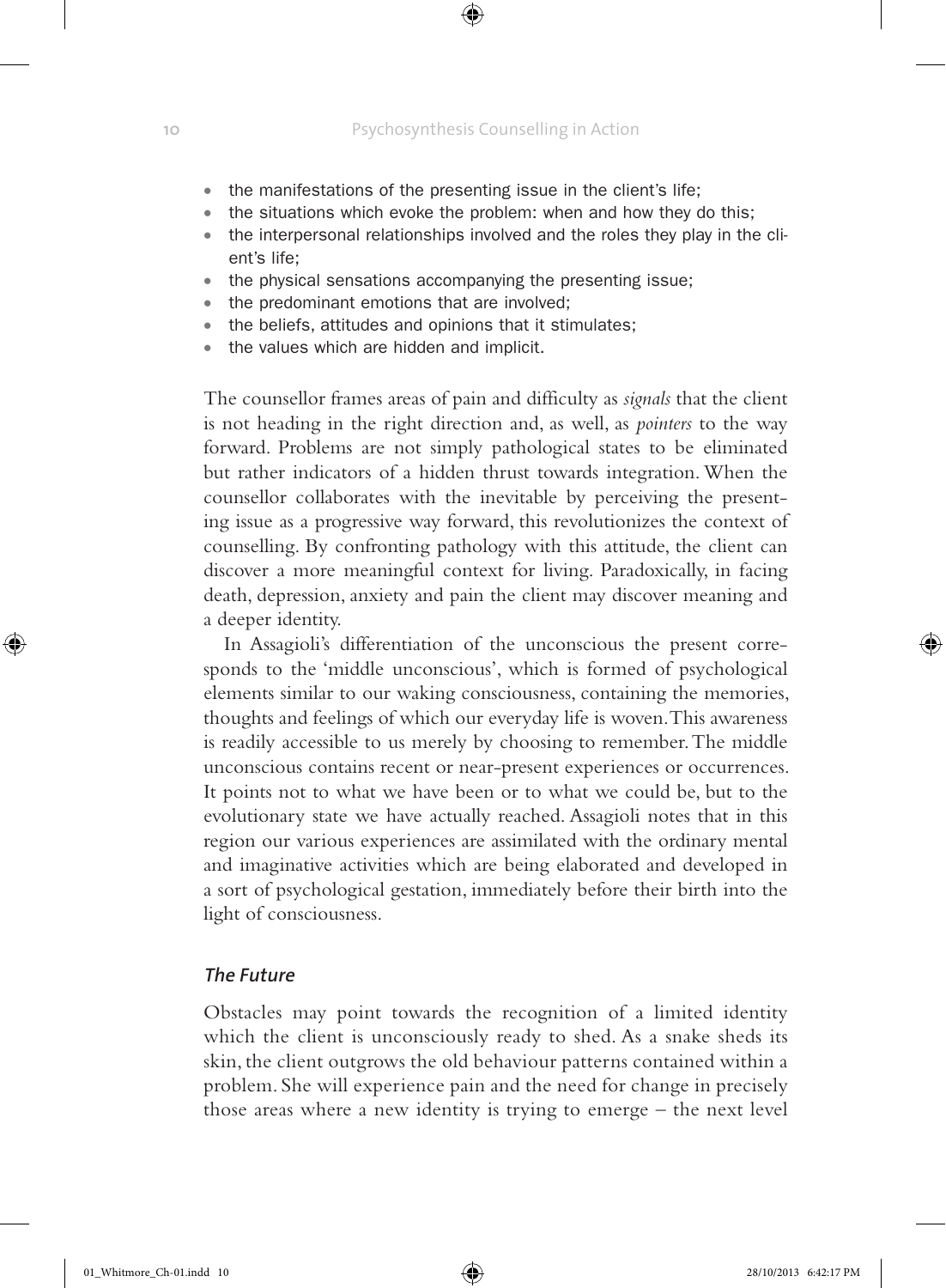- the manifestations of the presenting issue in the client's life;
- the situations which evoke the problem: when and how they do this;
- the interpersonal relationships involved and the roles they play in the client's life;
- the physical sensations accompanying the presenting issue;
- the predominant emotions that are involved;
- the beliefs, attitudes and opinions that it stimulates;
- the values which are hidden and implicit.

The counsellor frames areas of pain and difficulty as *signals* that the client is not heading in the right direction and, as well, as *pointers* to the way forward. Problems are not simply pathological states to be eliminated but rather indicators of a hidden thrust towards integration. When the counsellor collaborates with the inevitable by perceiving the presenting issue as a progressive way forward, this revolutionizes the context of counselling. By confronting pathology with this attitude, the client can discover a more meaningful context for living. Paradoxically, in facing death, depression, anxiety and pain the client may discover meaning and a deeper identity.

In Assagioli's differentiation of the unconscious the present corresponds to the 'middle unconscious', which is formed of psychological elements similar to our waking consciousness, containing the memories, thoughts and feelings of which our everyday life is woven. This awareness is readily accessible to us merely by choosing to remember. The middle unconscious contains recent or near-present experiences or occurrences. It points not to what we have been or to what we could be, but to the evolutionary state we have actually reached. Assagioli notes that in this region our various experiences are assimilated with the ordinary mental and imaginative activities which are being elaborated and developed in a sort of psychological gestation, immediately before their birth into the light of consciousness.

### *The Future*

Obstacles may point towards the recognition of a limited identity which the client is unconsciously ready to shed. As a snake sheds its skin, the client outgrows the old behaviour patterns contained within a problem. She will experience pain and the need for change in precisely those areas where a new identity is trying to emerge – the next level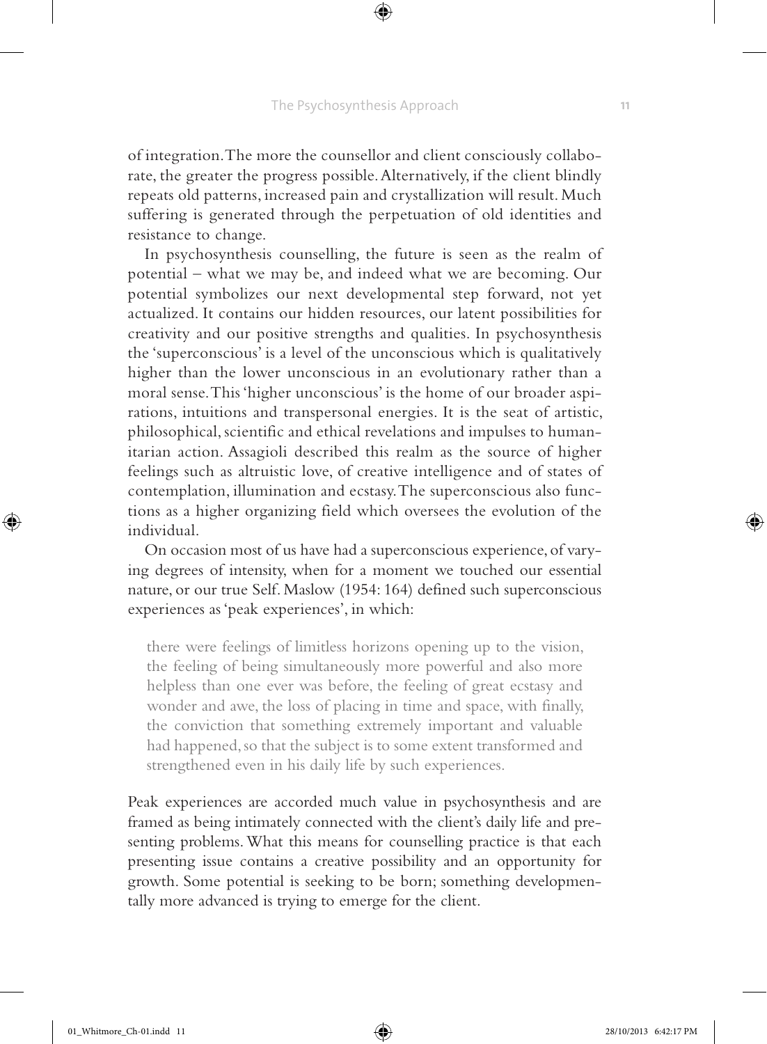of integration. The more the counsellor and client consciously collaborate, the greater the progress possible. Alternatively, if the client blindly repeats old patterns, increased pain and crystallization will result. Much suffering is generated through the perpetuation of old identities and resistance to change.

In psychosynthesis counselling, the future is seen as the realm of potential – what we may be, and indeed what we are becoming. Our potential symbolizes our next developmental step forward, not yet actualized. It contains our hidden resources, our latent possibilities for creativity and our positive strengths and qualities. In psychosynthesis the 'superconscious' is a level of the unconscious which is qualitatively higher than the lower unconscious in an evolutionary rather than a moral sense. This 'higher unconscious' is the home of our broader aspirations, intuitions and transpersonal energies. It is the seat of artistic, philosophical, scientific and ethical revelations and impulses to humanitarian action. Assagioli described this realm as the source of higher feelings such as altruistic love, of creative intelligence and of states of contemplation, illumination and ecstasy. The superconscious also functions as a higher organizing field which oversees the evolution of the individual.

On occasion most of us have had a superconscious experience, of varying degrees of intensity, when for a moment we touched our essential nature, or our true Self. Maslow (1954: 164) defined such superconscious experiences as 'peak experiences', in which:

> there were feelings of limitless horizons opening up to the vision, the feeling of being simultaneously more powerful and also more helpless than one ever was before, the feeling of great ecstasy and wonder and awe, the loss of placing in time and space, with finally, the conviction that something extremely important and valuable had happened, so that the subject is to some extent transformed and strengthened even in his daily life by such experiences.

Peak experiences are accorded much value in psychosynthesis and are framed as being intimately connected with the client's daily life and presenting problems. What this means for counselling practice is that each presenting issue contains a creative possibility and an opportunity for growth. Some potential is seeking to be born; something developmentally more advanced is trying to emerge for the client.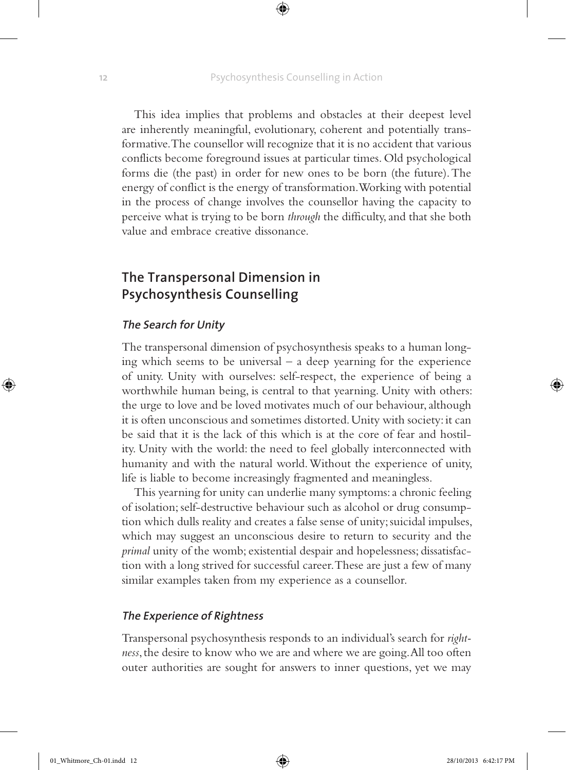This idea implies that problems and obstacles at their deepest level are inherently meaningful, evolutionary, coherent and potentially transformative. The counsellor will recognize that it is no accident that various conflicts become foreground issues at particular times. Old psychological forms die (the past) in order for new ones to be born (the future). The energy of conflict is the energy of transformation. Working with potential in the process of change involves the counsellor having the capacity to perceive what is trying to be born *through* the difficulty, and that she both value and embrace creative dissonance.

## The Transpersonal Dimension in Psychosynthesis Counselling

### *The Search for Unity*

The transpersonal dimension of psychosynthesis speaks to a human longing which seems to be universal – a deep yearning for the experience of unity. Unity with ourselves: self-respect, the experience of being a worthwhile human being, is central to that yearning. Unity with others: the urge to love and be loved motivates much of our behaviour, although it is often unconscious and sometimes distorted. Unity with society: it can be said that it is the lack of this which is at the core of fear and hostility. Unity with the world: the need to feel globally interconnected with humanity and with the natural world. Without the experience of unity, life is liable to become increasingly fragmented and meaningless.

This yearning for unity can underlie many symptoms: a chronic feeling of isolation; self-destructive behaviour such as alcohol or drug consumption which dulls reality and creates a false sense of unity; suicidal impulses, which may suggest an unconscious desire to return to security and the *primal* unity of the womb; existential despair and hopelessness; dissatisfaction with a long strived for successful career. These are just a few of many similar examples taken from my experience as a counsellor.

### *The Experience of Rightness*

Transpersonal psychosynthesis responds to an individual's search for *rightness*, the desire to know who we are and where we are going. All too often outer authorities are sought for answers to inner questions, yet we may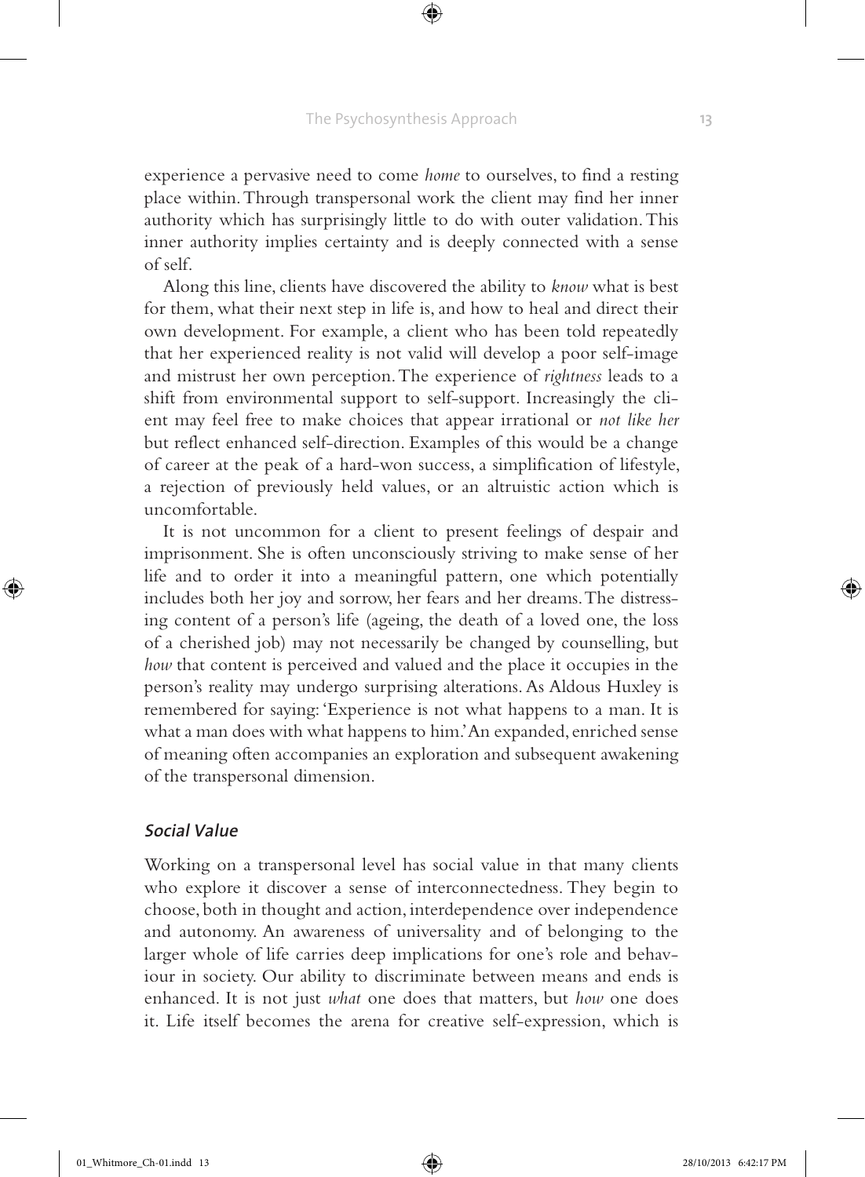experience a pervasive need to come *home* to ourselves, to find a resting place within. Through transpersonal work the client may find her inner authority which has surprisingly little to do with outer validation. This inner authority implies certainty and is deeply connected with a sense of self.

Along this line, clients have discovered the ability to *know* what is best for them, what their next step in life is, and how to heal and direct their own development. For example, a client who has been told repeatedly that her experienced reality is not valid will develop a poor self-image and mistrust her own perception. The experience of *rightness* leads to a shift from environmental support to self-support. Increasingly the client may feel free to make choices that appear irrational or *not like her* but reflect enhanced self-direction. Examples of this would be a change of career at the peak of a hard-won success, a simplification of lifestyle, a rejection of previously held values, or an altruistic action which is uncomfortable.

It is not uncommon for a client to present feelings of despair and imprisonment. She is often unconsciously striving to make sense of her life and to order it into a meaningful pattern, one which potentially includes both her joy and sorrow, her fears and her dreams. The distressing content of a person's life (ageing, the death of a loved one, the loss of a cherished job) may not necessarily be changed by counselling, but *how* that content is perceived and valued and the place it occupies in the person's reality may undergo surprising alterations. As Aldous Huxley is remembered for saying: 'Experience is not what happens to a man. It is what a man does with what happens to him.' An expanded, enriched sense of meaning often accompanies an exploration and subsequent awakening of the transpersonal dimension.

### *Social Value*

Working on a transpersonal level has social value in that many clients who explore it discover a sense of interconnectedness. They begin to choose, both in thought and action, interdependence over independence and autonomy. An awareness of universality and of belonging to the larger whole of life carries deep implications for one's role and behaviour in society. Our ability to discriminate between means and ends is enhanced. It is not just *what* one does that matters, but *how* one does it. Life itself becomes the arena for creative self-expression, which is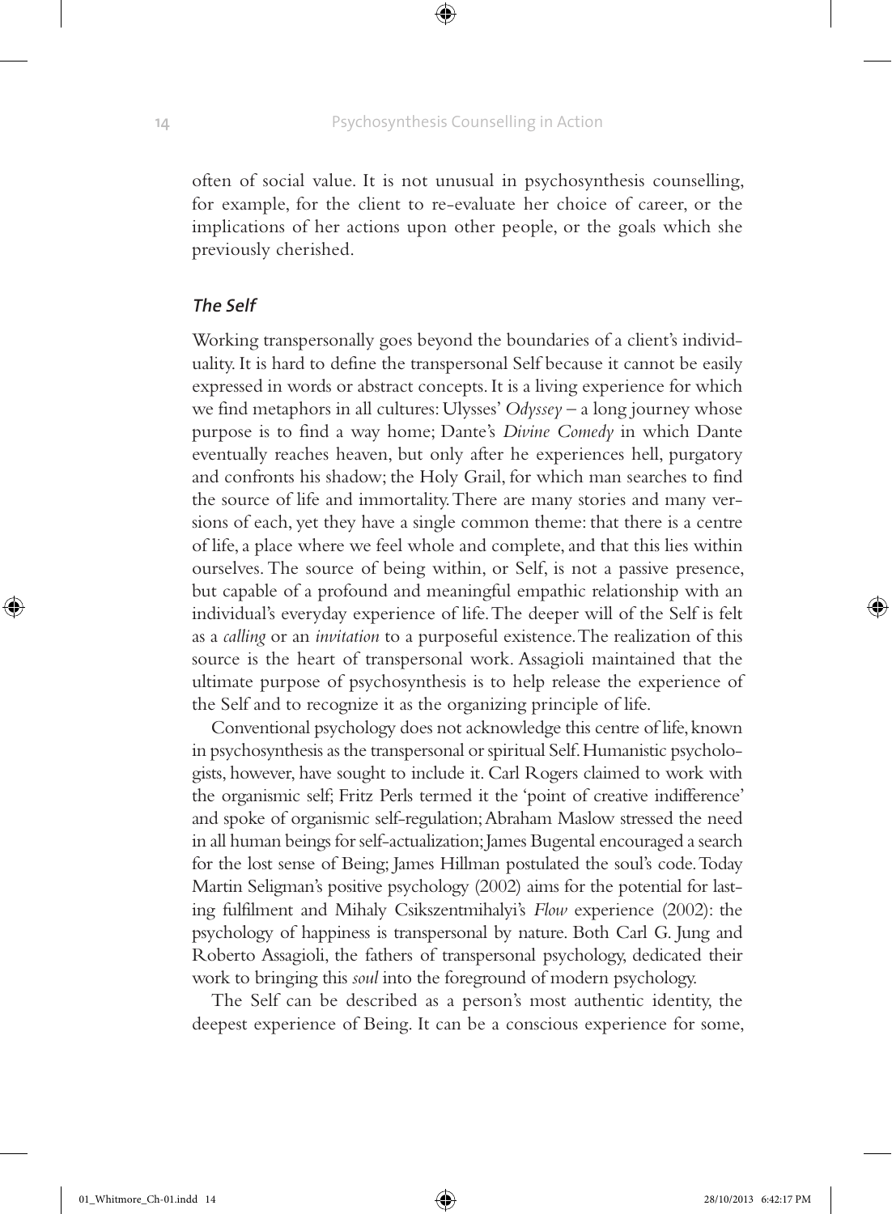often of social value. It is not unusual in psychosynthesis counselling, for example, for the client to re-evaluate her choice of career, or the implications of her actions upon other people, or the goals which she previously cherished.

### *The Self*

Working transpersonally goes beyond the boundaries of a client's individuality. It is hard to define the transpersonal Self because it cannot be easily expressed in words or abstract concepts. It is a living experience for which we find metaphors in all cultures: Ulysses' *Odyssey* – a long journey whose purpose is to find a way home; Dante's *Divine Comedy* in which Dante eventually reaches heaven, but only after he experiences hell, purgatory and confronts his shadow; the Holy Grail, for which man searches to find the source of life and immortality. There are many stories and many versions of each, yet they have a single common theme: that there is a centre of life, a place where we feel whole and complete, and that this lies within ourselves. The source of being within, or Self, is not a passive presence, but capable of a profound and meaningful empathic relationship with an individual's everyday experience of life. The deeper will of the Self is felt as a *calling* or an *invitation* to a purposeful existence. The realization of this source is the heart of transpersonal work. Assagioli maintained that the ultimate purpose of psychosynthesis is to help release the experience of the Self and to recognize it as the organizing principle of life.

Conventional psychology does not acknowledge this centre of life, known in psychosynthesis as the transpersonal or spiritual Self. Humanistic psychologists, however, have sought to include it. Carl Rogers claimed to work with the organismic self; Fritz Perls termed it the 'point of creative indifference' and spoke of organismic self-regulation; Abraham Maslow stressed the need in all human beings for self-actualization; James Bugental encouraged a search for the lost sense of Being; James Hillman postulated the soul's code. Today Martin Seligman's positive psychology (2002) aims for the potential for lasting fulfilment and Mihaly Csikszentmihalyi's *Flow* experience (2002): the psychology of happiness is transpersonal by nature. Both Carl G. Jung and Roberto Assagioli, the fathers of transpersonal psychology, dedicated their work to bringing this *soul* into the foreground of modern psychology.

The Self can be described as a person's most authentic identity, the deepest experience of Being. It can be a conscious experience for some,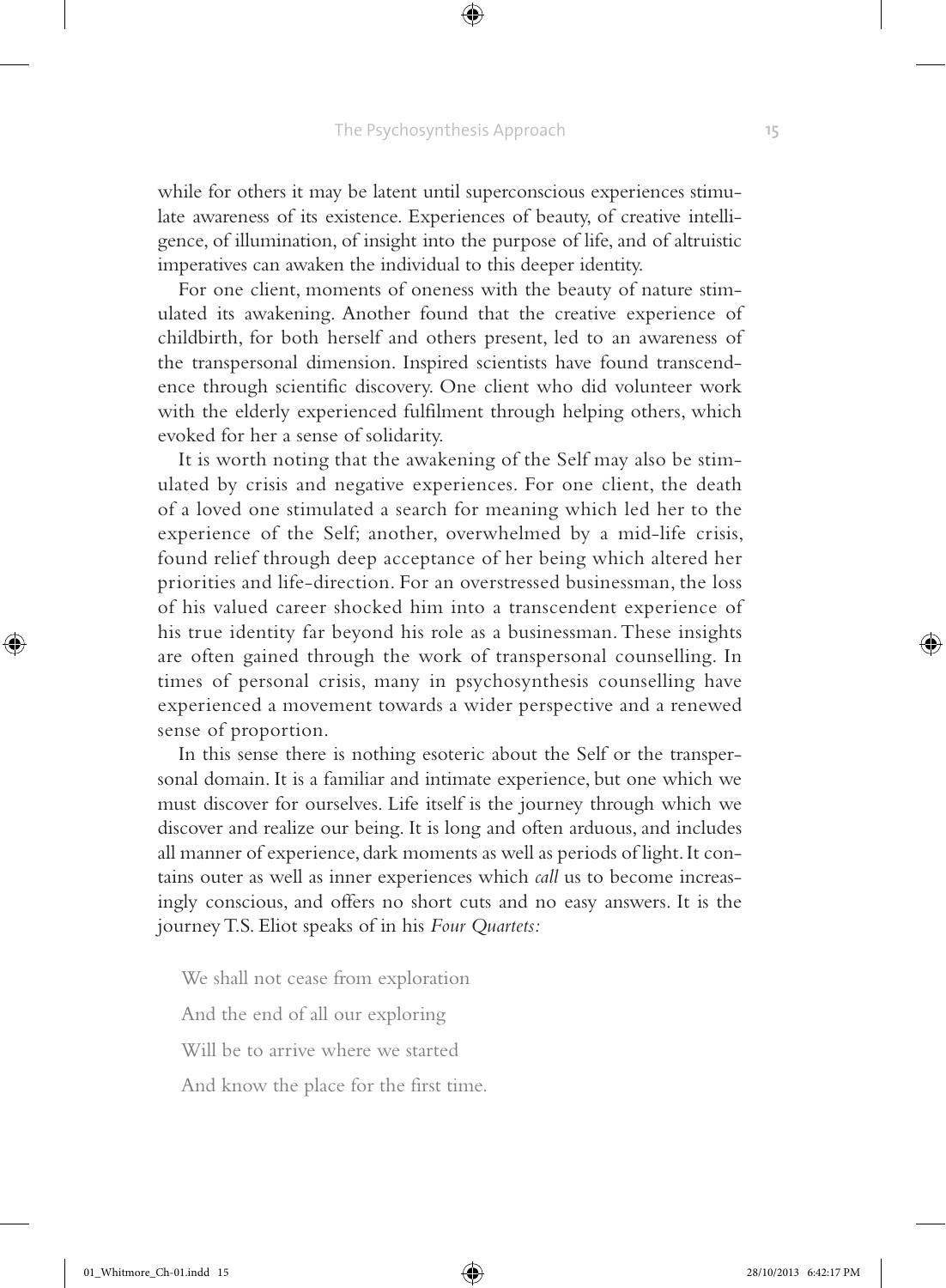while for others it may be latent until superconscious experiences stimulate awareness of its existence. Experiences of beauty, of creative intelligence, of illumination, of insight into the purpose of life, and of altruistic imperatives can awaken the individual to this deeper identity.

For one client, moments of oneness with the beauty of nature stimulated its awakening. Another found that the creative experience of childbirth, for both herself and others present, led to an awareness of the transpersonal dimension. Inspired scientists have found transcendence through scientific discovery. One client who did volunteer work with the elderly experienced fulfilment through helping others, which evoked for her a sense of solidarity.

It is worth noting that the awakening of the Self may also be stimulated by crisis and negative experiences. For one client, the death of a loved one stimulated a search for meaning which led her to the experience of the Self; another, overwhelmed by a mid-life crisis, found relief through deep acceptance of her being which altered her priorities and life-direction. For an overstressed businessman, the loss of his valued career shocked him into a transcendent experience of his true identity far beyond his role as a businessman. These insights are often gained through the work of transpersonal counselling. In times of personal crisis, many in psychosynthesis counselling have experienced a movement towards a wider perspective and a renewed sense of proportion.

In this sense there is nothing esoteric about the Self or the transpersonal domain. It is a familiar and intimate experience, but one which we must discover for ourselves. Life itself is the journey through which we discover and realize our being. It is long and often arduous, and includes all manner of experience, dark moments as well as periods of light. It contains outer as well as inner experiences which *call* us to become increasingly conscious, and offers no short cuts and no easy answers. It is the journey T.S. Eliot speaks of in his *Four Quartets:*

> We shall not cease from exploration
>
> And the end of all our exploring
>
> Will be to arrive where we started
>
> And know the place for the first time.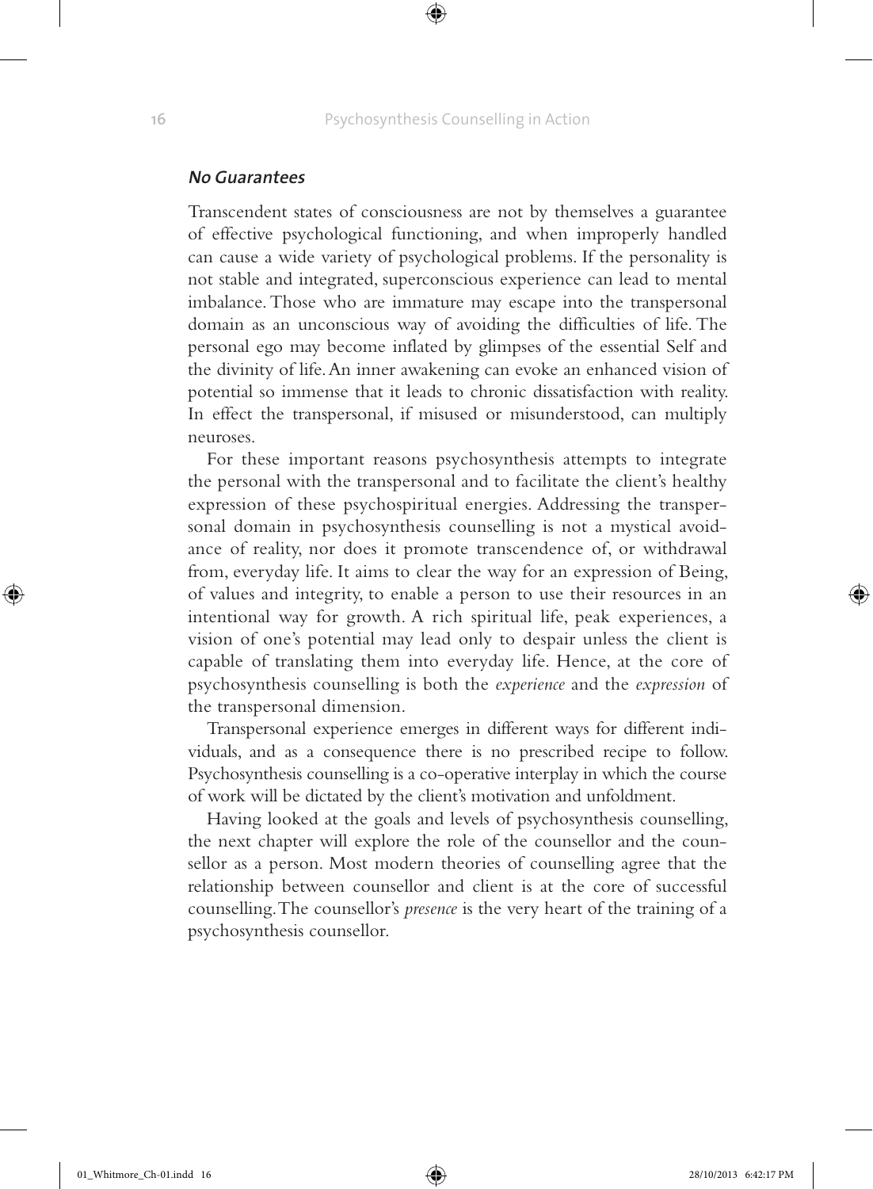### *No Guarantees*

Transcendent states of consciousness are not by themselves a guarantee of effective psychological functioning, and when improperly handled can cause a wide variety of psychological problems. If the personality is not stable and integrated, superconscious experience can lead to mental imbalance. Those who are immature may escape into the transpersonal domain as an unconscious way of avoiding the difficulties of life. The personal ego may become inflated by glimpses of the essential Self and the divinity of life. An inner awakening can evoke an enhanced vision of potential so immense that it leads to chronic dissatisfaction with reality. In effect the transpersonal, if misused or misunderstood, can multiply neuroses.

For these important reasons psychosynthesis attempts to integrate the personal with the transpersonal and to facilitate the client's healthy expression of these psychospiritual energies. Addressing the transpersonal domain in psychosynthesis counselling is not a mystical avoidance of reality, nor does it promote transcendence of, or withdrawal from, everyday life. It aims to clear the way for an expression of Being, of values and integrity, to enable a person to use their resources in an intentional way for growth. A rich spiritual life, peak experiences, a vision of one's potential may lead only to despair unless the client is capable of translating them into everyday life. Hence, at the core of psychosynthesis counselling is both the *experience* and the *expression* of the transpersonal dimension.

Transpersonal experience emerges in different ways for different individuals, and as a consequence there is no prescribed recipe to follow. Psychosynthesis counselling is a co-operative interplay in which the course of work will be dictated by the client's motivation and unfoldment.

Having looked at the goals and levels of psychosynthesis counselling, the next chapter will explore the role of the counsellor and the counsellor as a person. Most modern theories of counselling agree that the relationship between counsellor and client is at the core of successful counselling. The counsellor's *presence* is the very heart of the training of a psychosynthesis counsellor.